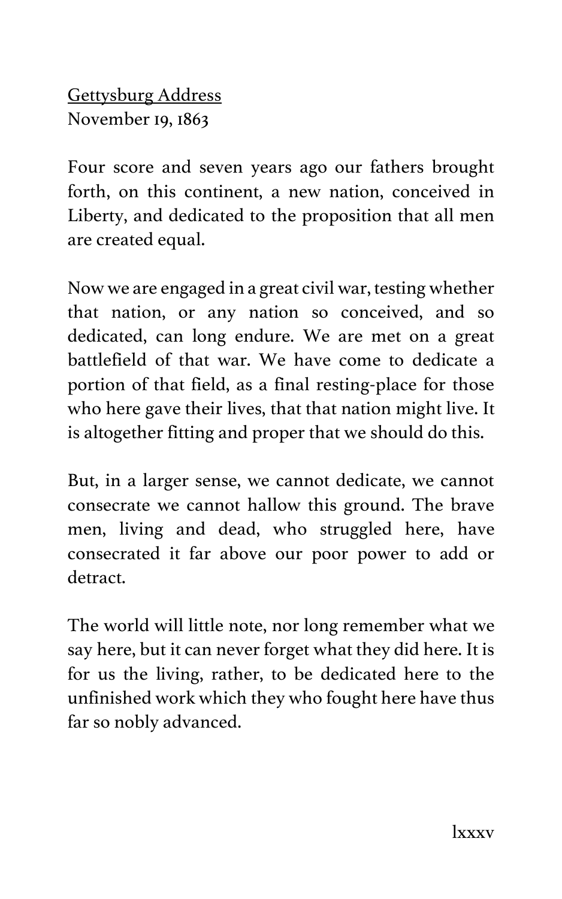Gettysburg Address
November 19, 1863

Four score and seven years ago our fathers brought forth, on this continent, a new nation, conceived in Liberty, and dedicated to the proposition that all men are created equal.

Now we are engaged in a great civil war, testing whether that nation, or any nation so conceived, and so dedicated, can long endure. We are met on a great battlefield of that war. We have come to dedicate a portion of that field, as a final resting-place for those who here gave their lives, that that nation might live. It is altogether fitting and proper that we should do this.

But, in a larger sense, we cannot dedicate, we cannot consecrate we cannot hallow this ground. The brave men, living and dead, who struggled here, have consecrated it far above our poor power to add or detract.

The world will little note, nor long remember what we say here, but it can never forget what they did here. It is for us the living, rather, to be dedicated here to the unfinished work which they who fought here have thus far so nobly advanced.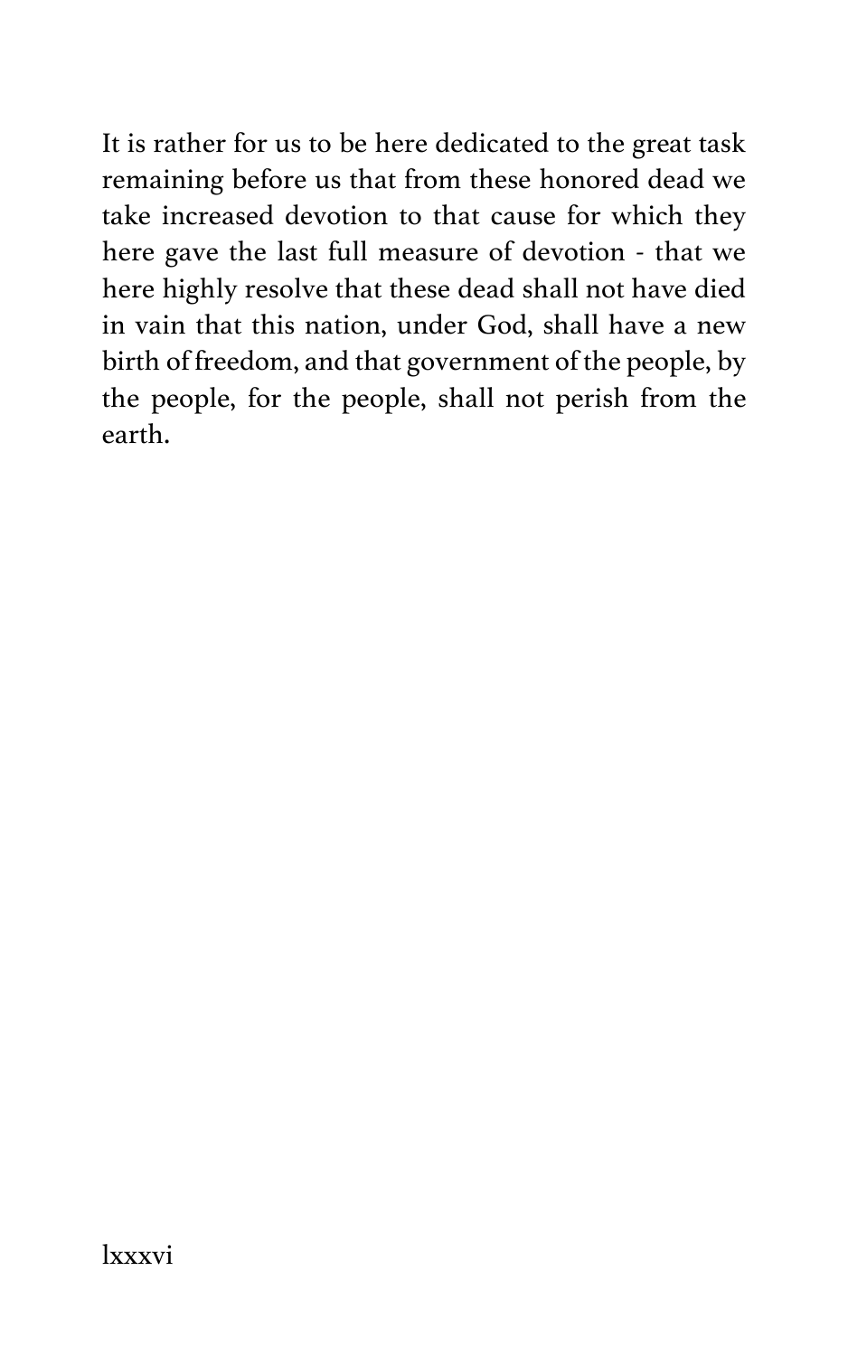It is rather for us to be here dedicated to the great task remaining before us that from these honored dead we take increased devotion to that cause for which they here gave the last full measure of devotion - that we here highly resolve that these dead shall not have died in vain that this nation, under God, shall have a new birth of freedom, and that government of the people, by the people, for the people, shall not perish from the earth.